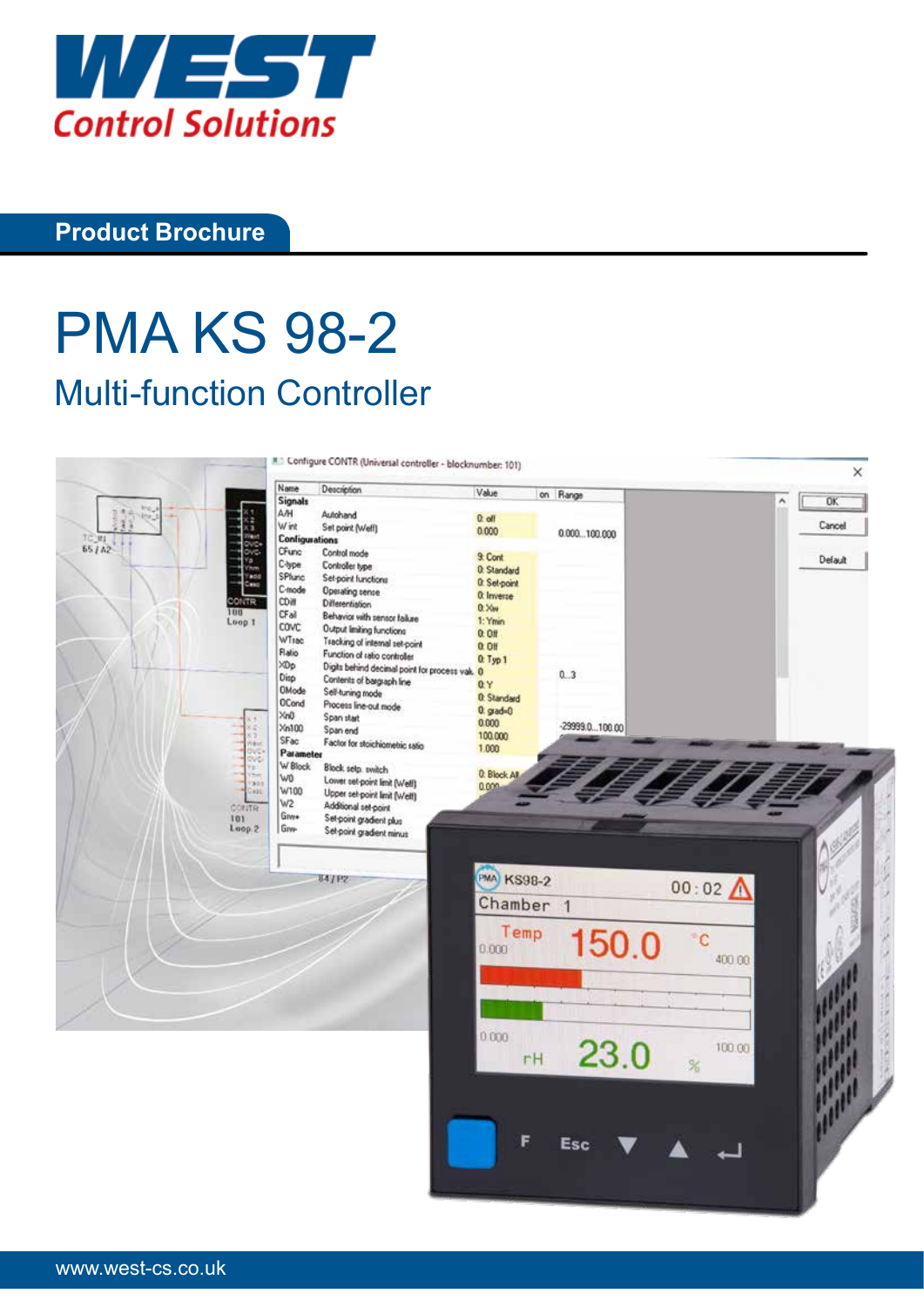# WEST Control Solutions

**Product Brochure**

# PMA KS 98-2

## Multi-function Controller

www.west-cs.co.uk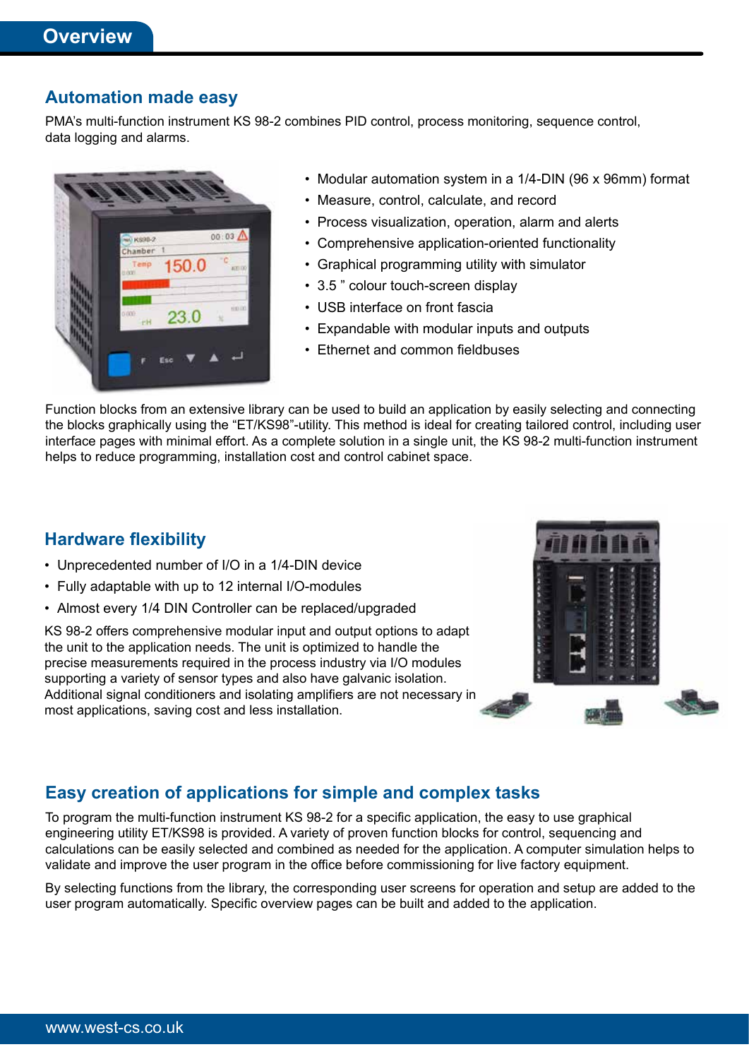# Overview

## Automation made easy

PMA's multi-function instrument KS 98-2 combines PID control, process monitoring, sequence control, data logging and alarms.

- Modular automation system in a 1/4-DIN (96 x 96mm) format
- Measure, control, calculate, and record
- Process visualization, operation, alarm and alerts
- Comprehensive application-oriented functionality
- Graphical programming utility with simulator
- 3.5 " colour touch-screen display
- USB interface on front fascia
- Expandable with modular inputs and outputs
- Ethernet and common fieldbuses

Function blocks from an extensive library can be used to build an application by easily selecting and connecting the blocks graphically using the "ET/KS98"-utility. This method is ideal for creating tailored control, including user interface pages with minimal effort. As a complete solution in a single unit, the KS 98-2 multi-function instrument helps to reduce programming, installation cost and control cabinet space.

## Hardware flexibility

- Unprecedented number of I/O in a 1/4-DIN device
- Fully adaptable with up to 12 internal I/O-modules
- Almost every 1/4 DIN Controller can be replaced/upgraded

KS 98-2 offers comprehensive modular input and output options to adapt the unit to the application needs. The unit is optimized to handle the precise measurements required in the process industry via I/O modules supporting a variety of sensor types and also have galvanic isolation. Additional signal conditioners and isolating amplifiers are not necessary in most applications, saving cost and less installation.

## Easy creation of applications for simple and complex tasks

To program the multi-function instrument KS 98-2 for a specific application, the easy to use graphical engineering utility ET/KS98 is provided. A variety of proven function blocks for control, sequencing and calculations can be easily selected and combined as needed for the application. A computer simulation helps to validate and improve the user program in the office before commissioning for live factory equipment.

By selecting functions from the library, the corresponding user screens for operation and setup are added to the user program automatically. Specific overview pages can be built and added to the application.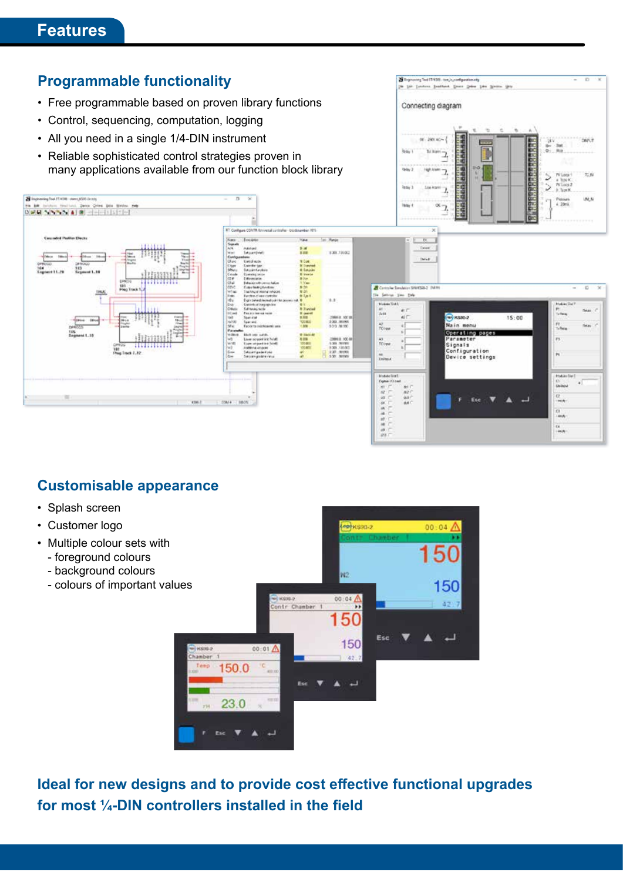# Features

## Programmable functionality

- Free programmable based on proven library functions
- Control, sequencing, computation, logging
- All you need in a single 1/4-DIN instrument
- Reliable sophisticated control strategies proven in many applications available from our function block library

## Customisable appearance

- Splash screen
- Customer logo
- Multiple colour sets with
  - foreground colours
  - background colours
  - colours of important values

**Ideal for new designs and to provide cost effective functional upgrades for most ¼-DIN controllers installed in the field**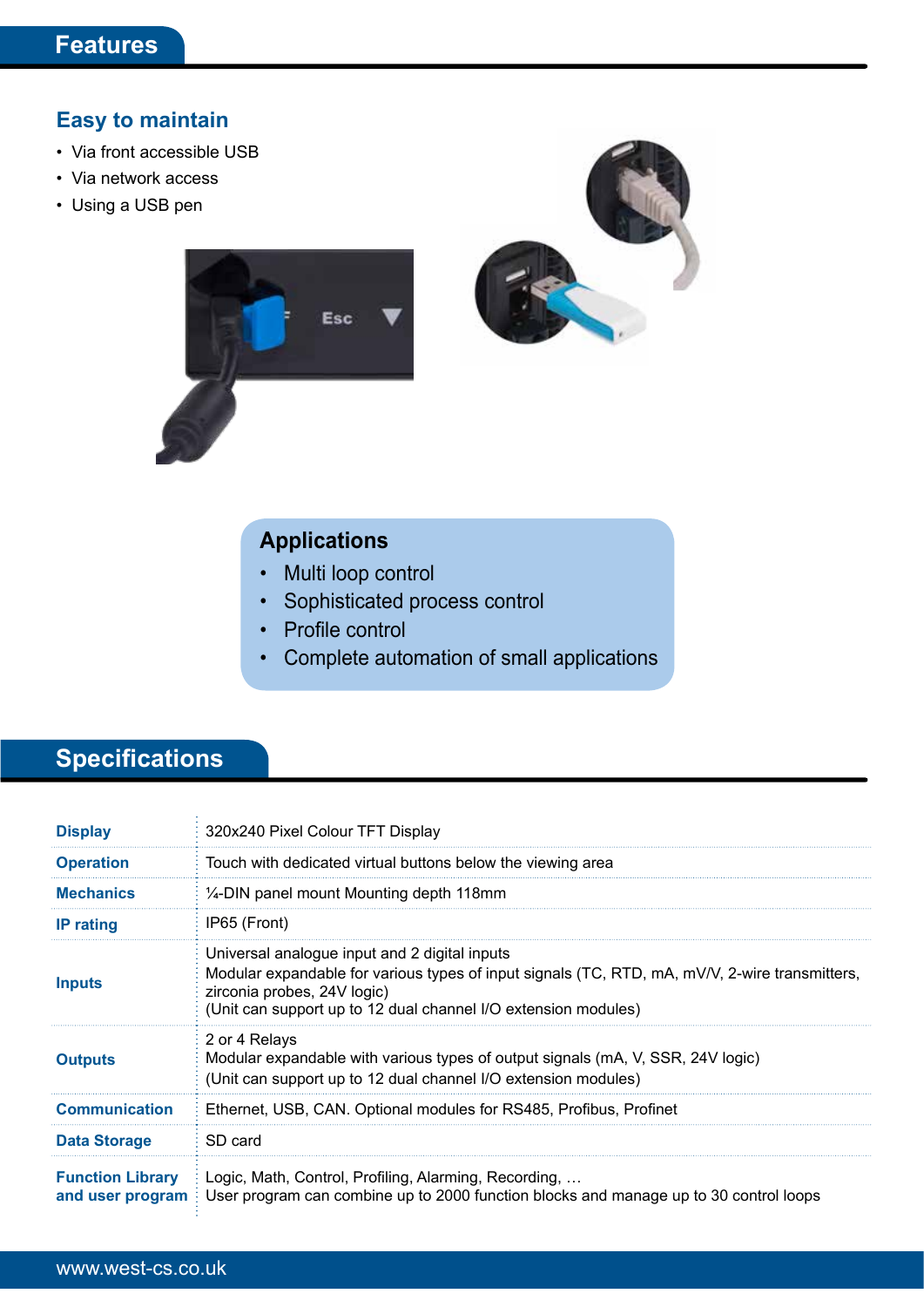# Features

## Easy to maintain

- Via front accessible USB
- Via network access
- Using a USB pen

## Applications

- Multi loop control
- Sophisticated process control
- Profile control
- Complete automation of small applications

# Specifications

| | |
|---|---|
| **Display** | 320x240 Pixel Colour TFT Display |
| **Operation** | Touch with dedicated virtual buttons below the viewing area |
| **Mechanics** | ¼-DIN panel mount Mounting depth 118mm |
| **IP rating** | IP65 (Front) |
| **Inputs** | Universal analogue input and 2 digital inputs<br>Modular expandable for various types of input signals (TC, RTD, mA, mV/V, 2-wire transmitters, zirconia probes, 24V logic)<br>(Unit can support up to 12 dual channel I/O extension modules) |
| **Outputs** | 2 or 4 Relays<br>Modular expandable with various types of output signals (mA, V, SSR, 24V logic)<br>(Unit can support up to 12 dual channel I/O extension modules) |
| **Communication** | Ethernet, USB, CAN. Optional modules for RS485, Profibus, Profinet |
| **Data Storage** | SD card |
| **Function Library and user program** | Logic, Math, Control, Profiling, Alarming, Recording, …<br>User program can combine up to 2000 function blocks and manage up to 30 control loops |

www.west-cs.co.uk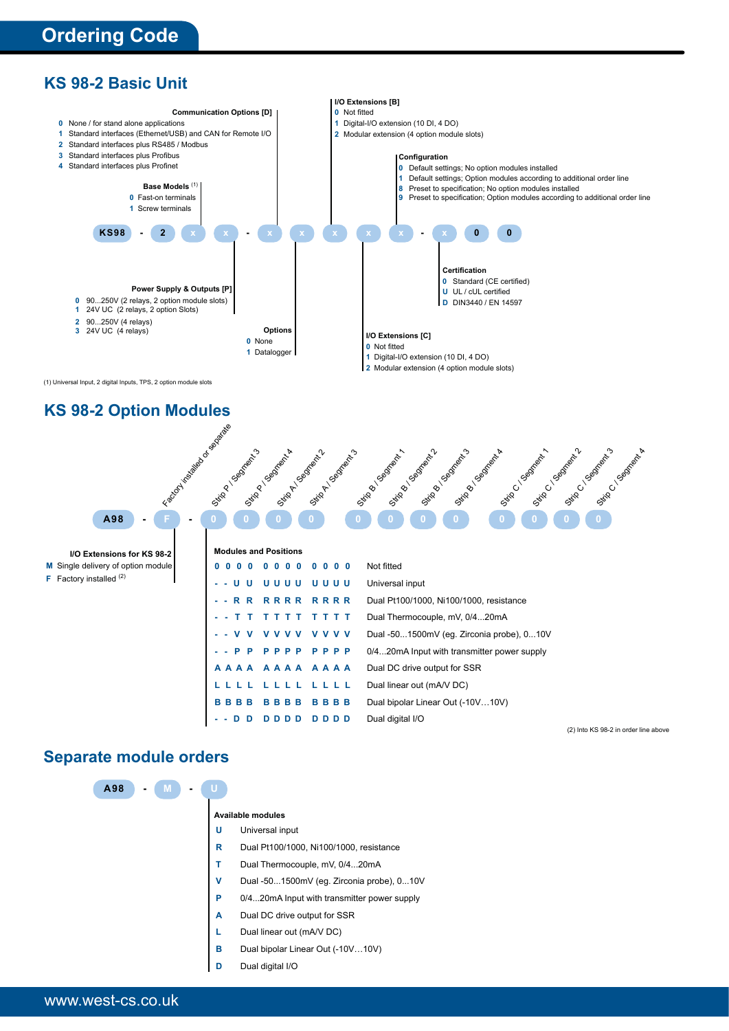# Ordering Code

## KS 98-2 Basic Unit

KS98 - 2 x x - x x x x x - x 0 0

**Communication Options [D]**
- 0 None / for stand alone applications
- 1 Standard interfaces (Ethernet/USB) and CAN for Remote I/O
- 2 Standard interfaces plus RS485 / Modbus
- 3 Standard interfaces plus Profibus
- 4 Standard interfaces plus Profinet

**Base Models** (1)
- 0 Fast-on terminals
- 1 Screw terminals

**I/O Extensions [B]**
- 0 Not fitted
- 1 Digital-I/O extension (10 DI, 4 DO)
- 2 Modular extension (4 option module slots)

**Configuration**
- 0 Default settings; No option modules installed
- 1 Default settings; Option modules according to additional order line
- 8 Preset to specification; No option modules installed
- 9 Preset to specification; Option modules according to additional order line

**Certification**
- 0 Standard (CE certified)
- U UL / cUL certified
- D DIN3440 / EN 14597

**Power Supply & Outputs [P]**
- 0 90...250V (2 relays, 2 option module slots)
- 1 24V UC (2 relays, 2 option Slots)
- 2 90...250V (4 relays)
- 3 24V UC (4 relays)

**Options**
- 0 None
- 1 Datalogger

**I/O Extensions [C]**
- 0 Not fitted
- 1 Digital-I/O extension (10 DI, 4 DO)
- 2 Modular extension (4 option module slots)

(1) Universal Input, 2 digital Inputs, TPS, 2 option module slots

## KS 98-2 Option Modules

A98 - F - 0 0 0 0 0 0 0 0 0 0 0 0

Positions: Factory installed or separate; Strip P / Segment 3; Strip P / Segment 4; Strip A / Segment 2; Strip A / Segment 3; Strip B / Segment 1; Strip B / Segment 2; Strip B / Segment 3; Strip B / Segment 4; Strip C / Segment 1; Strip C / Segment 2; Strip C / Segment 3; Strip C / Segment 4

**I/O Extensions for KS 98-2**
- M Single delivery of option module
- F Factory installed (2)

**Modules and Positions**

| Strip P / Seg 3 | Strip P / Seg 4 | Strip A / Seg 2 | Strip A / Seg 3 | Strip B / Seg 1 | Strip B / Seg 2 | Strip B / Seg 3 | Strip B / Seg 4 | Strip C / Seg 1 | Strip C / Seg 2 | Strip C / Seg 3 | Strip C / Seg 4 | Description |
|---|---|---|---|---|---|---|---|---|---|---|---|---|
| 0 | 0 | 0 | 0 | 0 | 0 | 0 | 0 | 0 | 0 | 0 | 0 | Not fitted |
| - | - | U | U | U | U | U | U | U | U | U | U | Universal input |
| - | - | R | R | R | R | R | R | R | R | R | R | Dual Pt100/1000, Ni100/1000, resistance |
| - | - | T | T | T | T | T | T | T | T | T | T | Dual Thermocouple, mV, 0/4...20mA |
| - | - | V | V | V | V | V | V | V | V | V | V | Dual -50...1500mV (eg. Zirconia probe), 0...10V |
| - | - | P | P | P | P | P | P | P | P | P | P | 0/4...20mA Input with transmitter power supply |
| A | A | A | A | A | A | A | A | A | A | A | A | Dual DC drive output for SSR |
| L | L | L | L | L | L | L | L | L | L | L | L | Dual linear out (mA/V DC) |
| B | B | B | B | B | B | B | B | B | B | B | B | Dual bipolar Linear Out (-10V…10V) |
| - | - | D | D | D | D | D | D | D | D | D | D | Dual digital I/O |

(2) Into KS 98-2 in order line above

## Separate module orders

A98 - M - U

**Available modules**

- U Universal input
- R Dual Pt100/1000, Ni100/1000, resistance
- T Dual Thermocouple, mV, 0/4...20mA
- V Dual -50...1500mV (eg. Zirconia probe), 0...10V
- P 0/4...20mA Input with transmitter power supply
- A Dual DC drive output for SSR
- L Dual linear out (mA/V DC)
- B Dual bipolar Linear Out (-10V…10V)
- D Dual digital I/O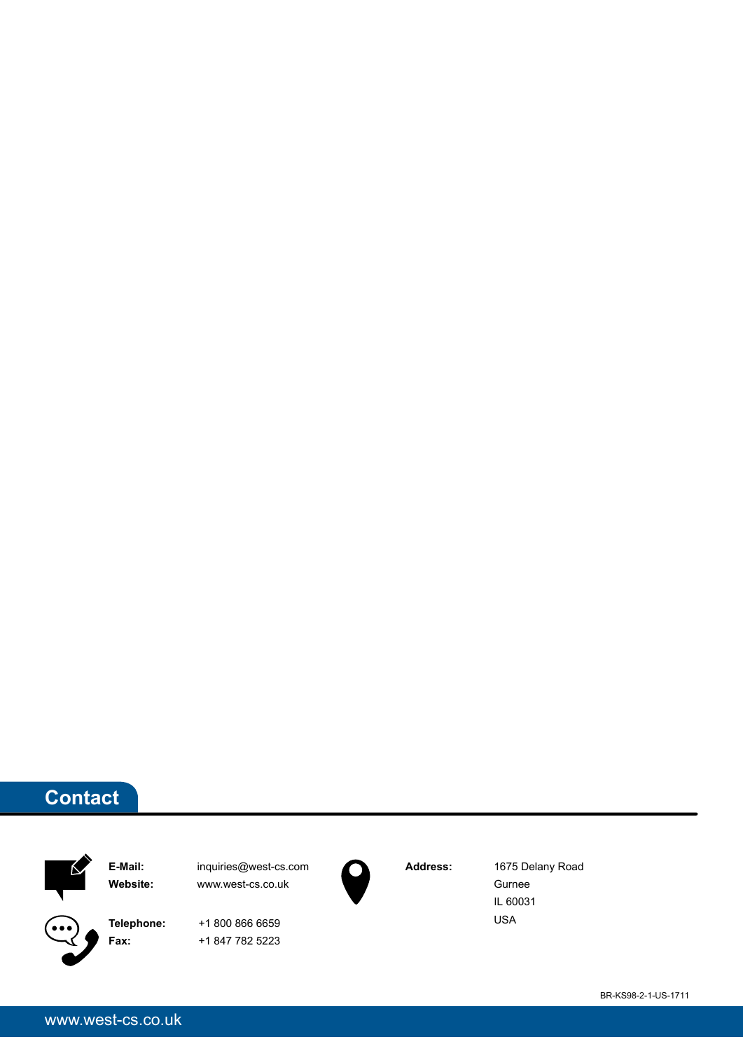## Contact

**E-Mail:** inquiries@west-cs.com
**Website:** www.west-cs.co.uk

**Telephone:** +1 800 866 6659
**Fax:** +1 847 782 5223

**Address:**
1675 Delany Road
Gurnee
IL 60031
USA

BR-KS98-2-1-US-1711

www.west-cs.co.uk